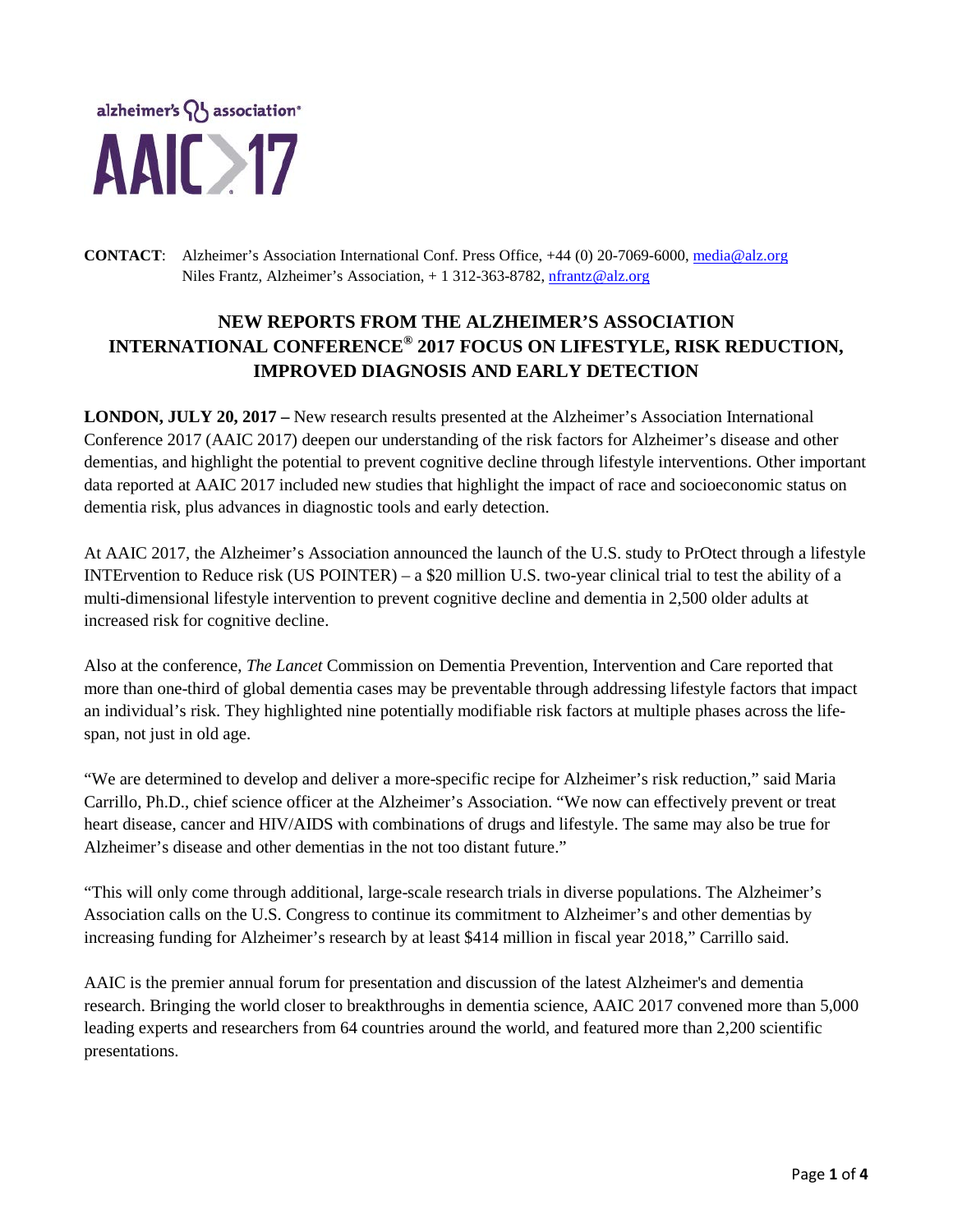alzheimer's association®

AAIC>17

**CONTACT**: Alzheimer's Association International Conf. Press Office, +44 (0) 20-7069-6000, media@alz.org
Niles Frantz, Alzheimer's Association, + 1 312-363-8782, nfrantz@alz.org

# NEW REPORTS FROM THE ALZHEIMER'S ASSOCIATION INTERNATIONAL CONFERENCE® 2017 FOCUS ON LIFESTYLE, RISK REDUCTION, IMPROVED DIAGNOSIS AND EARLY DETECTION

**LONDON, JULY 20, 2017 –** New research results presented at the Alzheimer's Association International Conference 2017 (AAIC 2017) deepen our understanding of the risk factors for Alzheimer's disease and other dementias, and highlight the potential to prevent cognitive decline through lifestyle interventions. Other important data reported at AAIC 2017 included new studies that highlight the impact of race and socioeconomic status on dementia risk, plus advances in diagnostic tools and early detection.

At AAIC 2017, the Alzheimer's Association announced the launch of the U.S. study to PrOtect through a lifestyle INTErvention to Reduce risk (US POINTER) – a $20 million U.S. two-year clinical trial to test the ability of a multi-dimensional lifestyle intervention to prevent cognitive decline and dementia in 2,500 older adults at increased risk for cognitive decline.

Also at the conference, *The Lancet* Commission on Dementia Prevention, Intervention and Care reported that more than one-third of global dementia cases may be preventable through addressing lifestyle factors that impact an individual's risk. They highlighted nine potentially modifiable risk factors at multiple phases across the life-span, not just in old age.

"We are determined to develop and deliver a more-specific recipe for Alzheimer's risk reduction," said Maria Carrillo, Ph.D., chief science officer at the Alzheimer's Association. "We now can effectively prevent or treat heart disease, cancer and HIV/AIDS with combinations of drugs and lifestyle. The same may also be true for Alzheimer's disease and other dementias in the not too distant future."

"This will only come through additional, large-scale research trials in diverse populations. The Alzheimer's Association calls on the U.S. Congress to continue its commitment to Alzheimer's and other dementias by increasing funding for Alzheimer's research by at least $414 million in fiscal year 2018," Carrillo said.

AAIC is the premier annual forum for presentation and discussion of the latest Alzheimer's and dementia research. Bringing the world closer to breakthroughs in dementia science, AAIC 2017 convened more than 5,000 leading experts and researchers from 64 countries around the world, and featured more than 2,200 scientific presentations.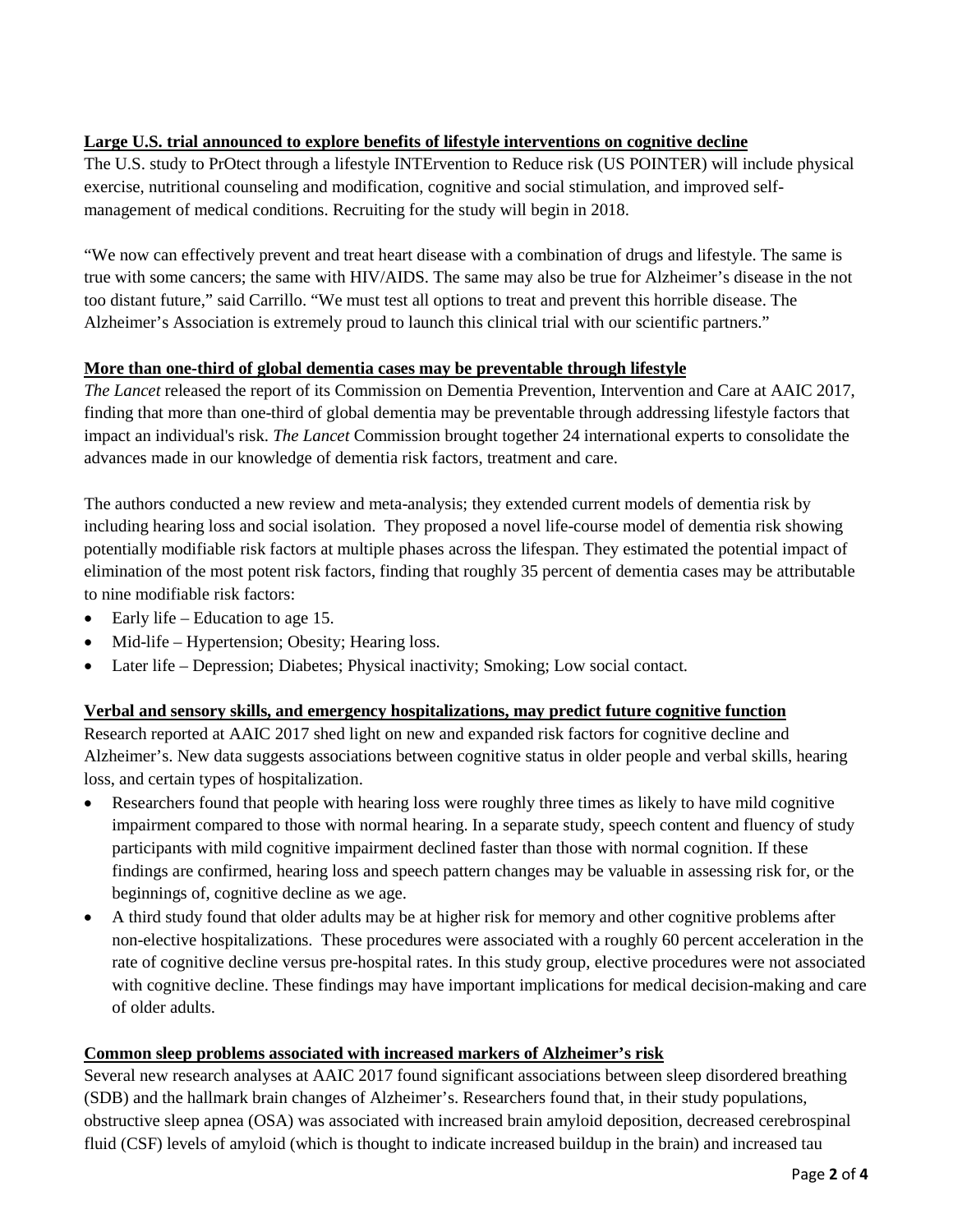**Large U.S. trial announced to explore benefits of lifestyle interventions on cognitive decline**

The U.S. study to PrOtect through a lifestyle INTErvention to Reduce risk (US POINTER) will include physical exercise, nutritional counseling and modification, cognitive and social stimulation, and improved self-management of medical conditions. Recruiting for the study will begin in 2018.

"We now can effectively prevent and treat heart disease with a combination of drugs and lifestyle. The same is true with some cancers; the same with HIV/AIDS. The same may also be true for Alzheimer's disease in the not too distant future," said Carrillo. "We must test all options to treat and prevent this horrible disease. The Alzheimer's Association is extremely proud to launch this clinical trial with our scientific partners."

**More than one-third of global dementia cases may be preventable through lifestyle**

*The Lancet* released the report of its Commission on Dementia Prevention, Intervention and Care at AAIC 2017, finding that more than one-third of global dementia may be preventable through addressing lifestyle factors that impact an individual's risk. *The Lancet* Commission brought together 24 international experts to consolidate the advances made in our knowledge of dementia risk factors, treatment and care.

The authors conducted a new review and meta-analysis; they extended current models of dementia risk by including hearing loss and social isolation. They proposed a novel life-course model of dementia risk showing potentially modifiable risk factors at multiple phases across the lifespan. They estimated the potential impact of elimination of the most potent risk factors, finding that roughly 35 percent of dementia cases may be attributable to nine modifiable risk factors:

- Early life – Education to age 15.
- Mid-life – Hypertension; Obesity; Hearing loss.
- Later life – Depression; Diabetes; Physical inactivity; Smoking; Low social contact.

**Verbal and sensory skills, and emergency hospitalizations, may predict future cognitive function**

Research reported at AAIC 2017 shed light on new and expanded risk factors for cognitive decline and Alzheimer's. New data suggests associations between cognitive status in older people and verbal skills, hearing loss, and certain types of hospitalization.

- Researchers found that people with hearing loss were roughly three times as likely to have mild cognitive impairment compared to those with normal hearing. In a separate study, speech content and fluency of study participants with mild cognitive impairment declined faster than those with normal cognition. If these findings are confirmed, hearing loss and speech pattern changes may be valuable in assessing risk for, or the beginnings of, cognitive decline as we age.
- A third study found that older adults may be at higher risk for memory and other cognitive problems after non-elective hospitalizations. These procedures were associated with a roughly 60 percent acceleration in the rate of cognitive decline versus pre-hospital rates. In this study group, elective procedures were not associated with cognitive decline. These findings may have important implications for medical decision-making and care of older adults.

**Common sleep problems associated with increased markers of Alzheimer's risk**

Several new research analyses at AAIC 2017 found significant associations between sleep disordered breathing (SDB) and the hallmark brain changes of Alzheimer's. Researchers found that, in their study populations, obstructive sleep apnea (OSA) was associated with increased brain amyloid deposition, decreased cerebrospinal fluid (CSF) levels of amyloid (which is thought to indicate increased buildup in the brain) and increased tau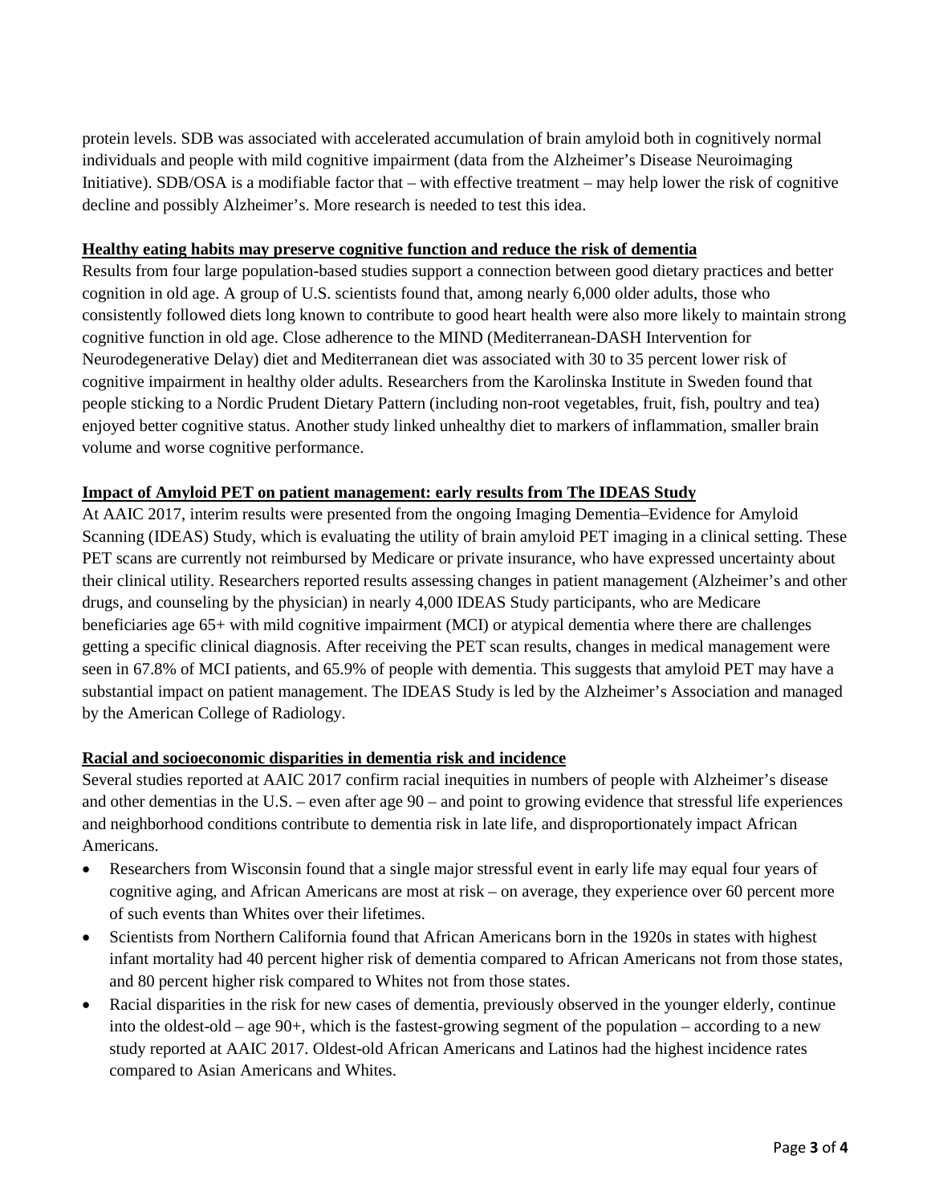protein levels. SDB was associated with accelerated accumulation of brain amyloid both in cognitively normal individuals and people with mild cognitive impairment (data from the Alzheimer's Disease Neuroimaging Initiative). SDB/OSA is a modifiable factor that – with effective treatment – may help lower the risk of cognitive decline and possibly Alzheimer's. More research is needed to test this idea.

**<u>Healthy eating habits may preserve cognitive function and reduce the risk of dementia</u>**

Results from four large population-based studies support a connection between good dietary practices and better cognition in old age. A group of U.S. scientists found that, among nearly 6,000 older adults, those who consistently followed diets long known to contribute to good heart health were also more likely to maintain strong cognitive function in old age. Close adherence to the MIND (Mediterranean-DASH Intervention for Neurodegenerative Delay) diet and Mediterranean diet was associated with 30 to 35 percent lower risk of cognitive impairment in healthy older adults. Researchers from the Karolinska Institute in Sweden found that people sticking to a Nordic Prudent Dietary Pattern (including non-root vegetables, fruit, fish, poultry and tea) enjoyed better cognitive status. Another study linked unhealthy diet to markers of inflammation, smaller brain volume and worse cognitive performance.

**<u>Impact of Amyloid PET on patient management: early results from The IDEAS Study</u>**

At AAIC 2017, interim results were presented from the ongoing Imaging Dementia–Evidence for Amyloid Scanning (IDEAS) Study, which is evaluating the utility of brain amyloid PET imaging in a clinical setting. These PET scans are currently not reimbursed by Medicare or private insurance, who have expressed uncertainty about their clinical utility. Researchers reported results assessing changes in patient management (Alzheimer's and other drugs, and counseling by the physician) in nearly 4,000 IDEAS Study participants, who are Medicare beneficiaries age 65+ with mild cognitive impairment (MCI) or atypical dementia where there are challenges getting a specific clinical diagnosis. After receiving the PET scan results, changes in medical management were seen in 67.8% of MCI patients, and 65.9% of people with dementia. This suggests that amyloid PET may have a substantial impact on patient management. The IDEAS Study is led by the Alzheimer's Association and managed by the American College of Radiology.

**<u>Racial and socioeconomic disparities in dementia risk and incidence</u>**

Several studies reported at AAIC 2017 confirm racial inequities in numbers of people with Alzheimer's disease and other dementias in the U.S. – even after age 90 – and point to growing evidence that stressful life experiences and neighborhood conditions contribute to dementia risk in late life, and disproportionately impact African Americans.

- Researchers from Wisconsin found that a single major stressful event in early life may equal four years of cognitive aging, and African Americans are most at risk – on average, they experience over 60 percent more of such events than Whites over their lifetimes.
- Scientists from Northern California found that African Americans born in the 1920s in states with highest infant mortality had 40 percent higher risk of dementia compared to African Americans not from those states, and 80 percent higher risk compared to Whites not from those states.
- Racial disparities in the risk for new cases of dementia, previously observed in the younger elderly, continue into the oldest-old – age 90+, which is the fastest-growing segment of the population – according to a new study reported at AAIC 2017. Oldest-old African Americans and Latinos had the highest incidence rates compared to Asian Americans and Whites.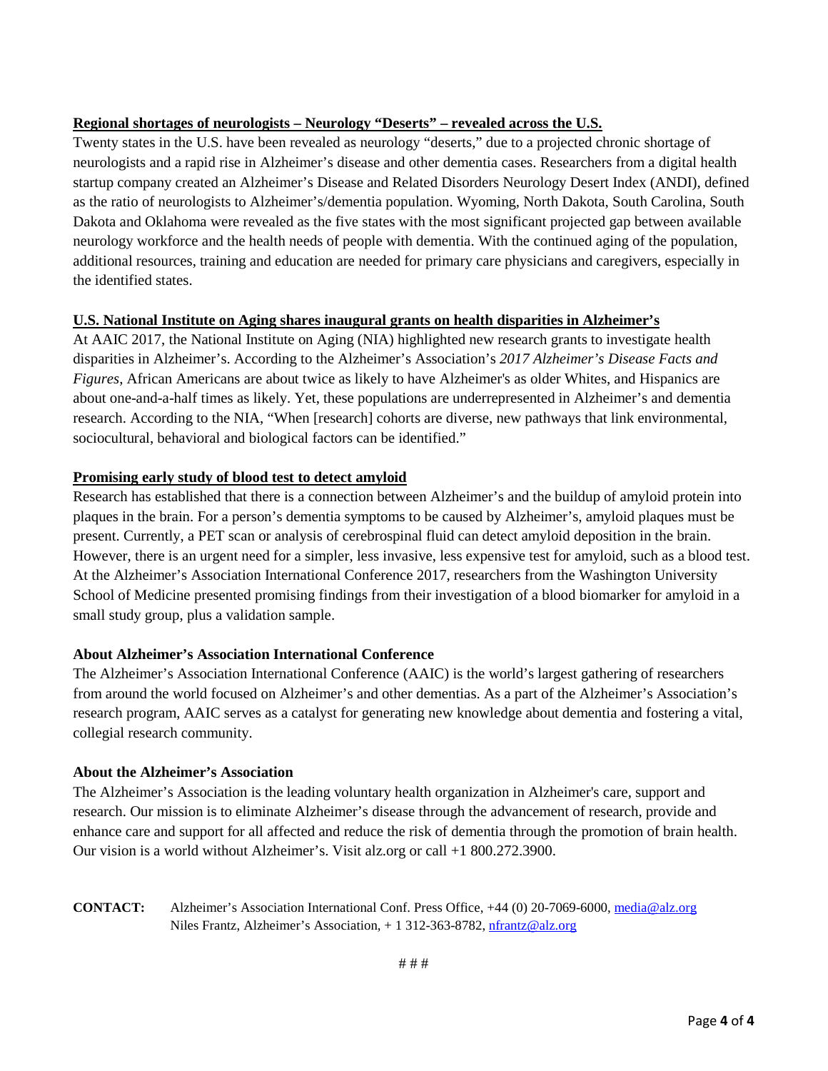**Regional shortages of neurologists – Neurology "Deserts" – revealed across the U.S.**

Twenty states in the U.S. have been revealed as neurology "deserts," due to a projected chronic shortage of neurologists and a rapid rise in Alzheimer's disease and other dementia cases. Researchers from a digital health startup company created an Alzheimer's Disease and Related Disorders Neurology Desert Index (ANDI), defined as the ratio of neurologists to Alzheimer's/dementia population. Wyoming, North Dakota, South Carolina, South Dakota and Oklahoma were revealed as the five states with the most significant projected gap between available neurology workforce and the health needs of people with dementia. With the continued aging of the population, additional resources, training and education are needed for primary care physicians and caregivers, especially in the identified states.

**U.S. National Institute on Aging shares inaugural grants on health disparities in Alzheimer's**

At AAIC 2017, the National Institute on Aging (NIA) highlighted new research grants to investigate health disparities in Alzheimer's. According to the Alzheimer's Association's *2017 Alzheimer's Disease Facts and Figures*, African Americans are about twice as likely to have Alzheimer's as older Whites, and Hispanics are about one-and-a-half times as likely. Yet, these populations are underrepresented in Alzheimer's and dementia research. According to the NIA, "When [research] cohorts are diverse, new pathways that link environmental, sociocultural, behavioral and biological factors can be identified."

**Promising early study of blood test to detect amyloid**

Research has established that there is a connection between Alzheimer's and the buildup of amyloid protein into plaques in the brain. For a person's dementia symptoms to be caused by Alzheimer's, amyloid plaques must be present. Currently, a PET scan or analysis of cerebrospinal fluid can detect amyloid deposition in the brain. However, there is an urgent need for a simpler, less invasive, less expensive test for amyloid, such as a blood test. At the Alzheimer's Association International Conference 2017, researchers from the Washington University School of Medicine presented promising findings from their investigation of a blood biomarker for amyloid in a small study group, plus a validation sample.

**About Alzheimer's Association International Conference**

The Alzheimer's Association International Conference (AAIC) is the world's largest gathering of researchers from around the world focused on Alzheimer's and other dementias. As a part of the Alzheimer's Association's research program, AAIC serves as a catalyst for generating new knowledge about dementia and fostering a vital, collegial research community.

**About the Alzheimer's Association**

The Alzheimer's Association is the leading voluntary health organization in Alzheimer's care, support and research. Our mission is to eliminate Alzheimer's disease through the advancement of research, provide and enhance care and support for all affected and reduce the risk of dementia through the promotion of brain health. Our vision is a world without Alzheimer's. Visit alz.org or call +1 800.272.3900.

**CONTACT:** Alzheimer's Association International Conf. Press Office, +44 (0) 20-7069-6000, media@alz.org
Niles Frantz, Alzheimer's Association, + 1 312-363-8782, nfrantz@alz.org

# # #